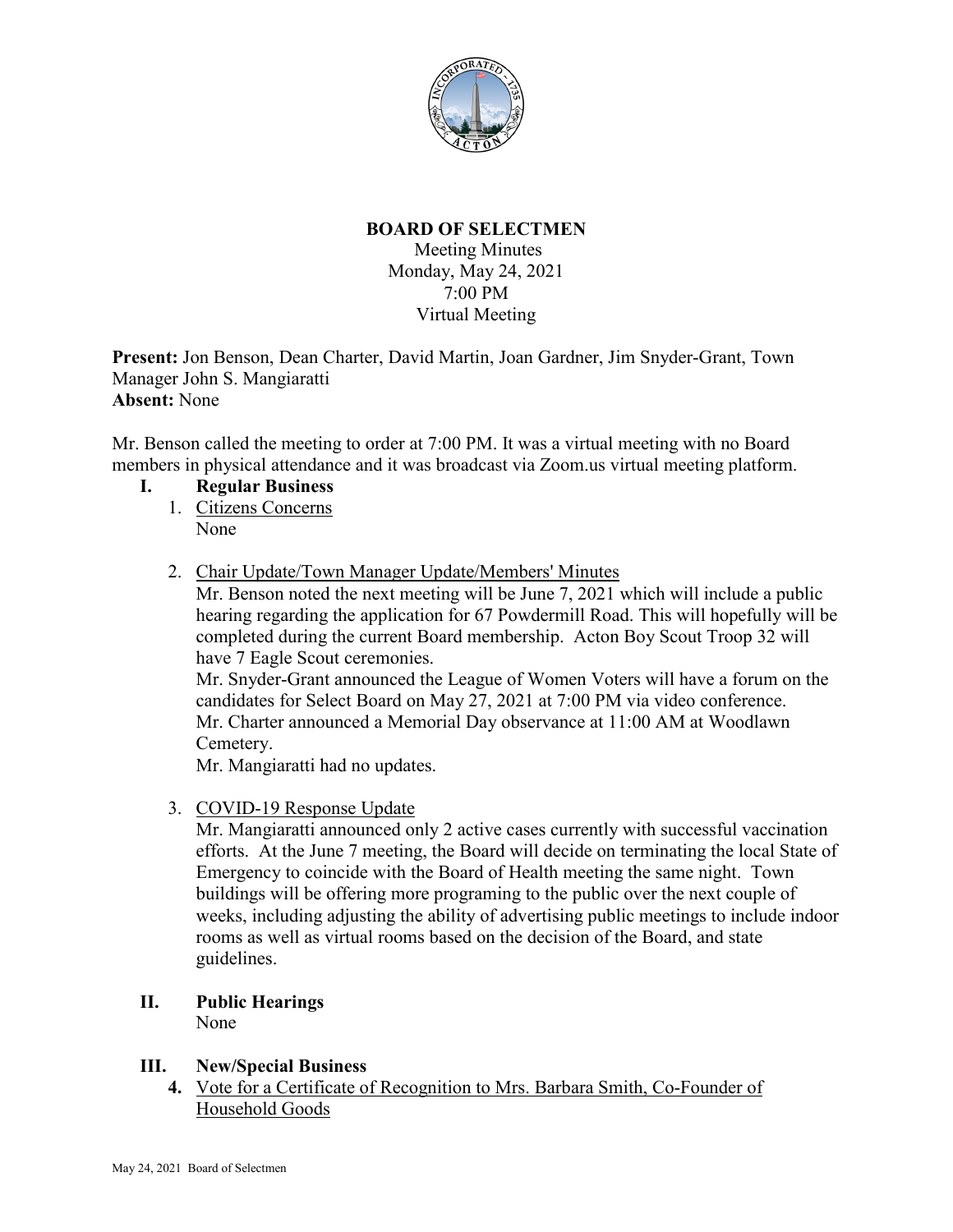# BOARD OF SELECTMEN

Meeting Minutes
Monday, May 24, 2021
7:00 PM
Virtual Meeting

**Present:** Jon Benson, Dean Charter, David Martin, Joan Gardner, Jim Snyder-Grant, Town Manager John S. Mangiaratti
**Absent:** None

Mr. Benson called the meeting to order at 7:00 PM. It was a virtual meeting with no Board members in physical attendance and it was broadcast via Zoom.us virtual meeting platform.

## I. Regular Business

1. Citizens Concerns
   None

2. Chair Update/Town Manager Update/Members' Minutes
   Mr. Benson noted the next meeting will be June 7, 2021 which will include a public hearing regarding the application for 67 Powdermill Road. This will hopefully will be completed during the current Board membership. Acton Boy Scout Troop 32 will have 7 Eagle Scout ceremonies.
   Mr. Snyder-Grant announced the League of Women Voters will have a forum on the candidates for Select Board on May 27, 2021 at 7:00 PM via video conference.
   Mr. Charter announced a Memorial Day observance at 11:00 AM at Woodlawn Cemetery.
   Mr. Mangiaratti had no updates.

3. COVID-19 Response Update
   Mr. Mangiaratti announced only 2 active cases currently with successful vaccination efforts. At the June 7 meeting, the Board will decide on terminating the local State of Emergency to coincide with the Board of Health meeting the same night. Town buildings will be offering more programing to the public over the next couple of weeks, including adjusting the ability of advertising public meetings to include indoor rooms as well as virtual rooms based on the decision of the Board, and state guidelines.

## II. Public Hearings

None

## III. New/Special Business

4. Vote for a Certificate of Recognition to Mrs. Barbara Smith, Co-Founder of Household Goods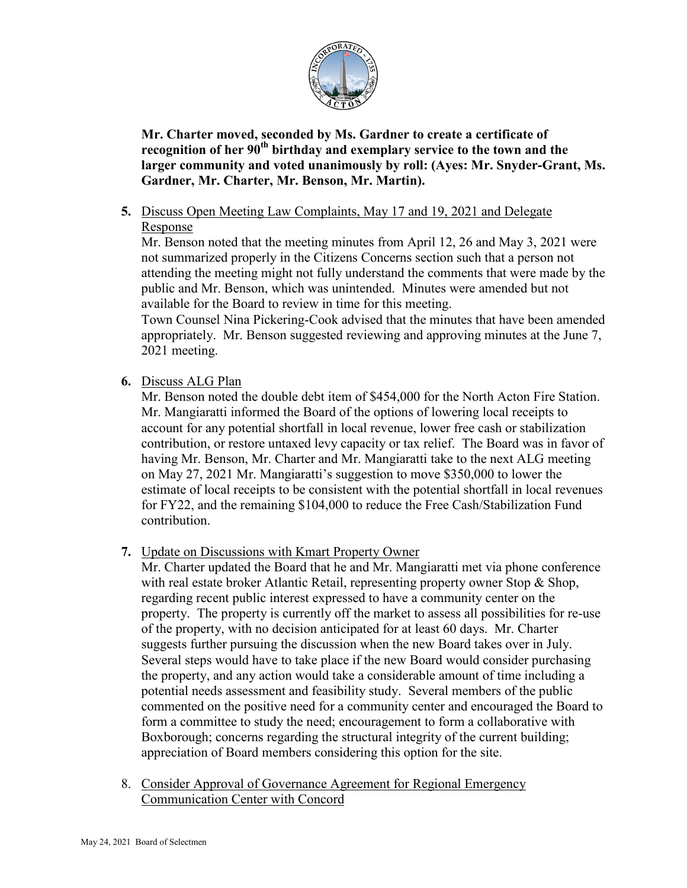**Mr. Charter moved, seconded by Ms. Gardner to create a certificate of recognition of her 90th birthday and exemplary service to the town and the larger community and voted unanimously by roll: (Ayes: Mr. Snyder-Grant, Ms. Gardner, Mr. Charter, Mr. Benson, Mr. Martin).**

**5.** Discuss Open Meeting Law Complaints, May 17 and 19, 2021 and Delegate Response

Mr. Benson noted that the meeting minutes from April 12, 26 and May 3, 2021 were not summarized properly in the Citizens Concerns section such that a person not attending the meeting might not fully understand the comments that were made by the public and Mr. Benson, which was unintended. Minutes were amended but not available for the Board to review in time for this meeting.

Town Counsel Nina Pickering-Cook advised that the minutes that have been amended appropriately. Mr. Benson suggested reviewing and approving minutes at the June 7, 2021 meeting.

**6.** Discuss ALG Plan

Mr. Benson noted the double debt item of $454,000 for the North Acton Fire Station. Mr. Mangiaratti informed the Board of the options of lowering local receipts to account for any potential shortfall in local revenue, lower free cash or stabilization contribution, or restore untaxed levy capacity or tax relief. The Board was in favor of having Mr. Benson, Mr. Charter and Mr. Mangiaratti take to the next ALG meeting on May 27, 2021 Mr. Mangiaratti's suggestion to move $350,000 to lower the estimate of local receipts to be consistent with the potential shortfall in local revenues for FY22, and the remaining $104,000 to reduce the Free Cash/Stabilization Fund contribution.

**7.** Update on Discussions with Kmart Property Owner

Mr. Charter updated the Board that he and Mr. Mangiaratti met via phone conference with real estate broker Atlantic Retail, representing property owner Stop & Shop, regarding recent public interest expressed to have a community center on the property. The property is currently off the market to assess all possibilities for re-use of the property, with no decision anticipated for at least 60 days. Mr. Charter suggests further pursuing the discussion when the new Board takes over in July. Several steps would have to take place if the new Board would consider purchasing the property, and any action would take a considerable amount of time including a potential needs assessment and feasibility study. Several members of the public commented on the positive need for a community center and encouraged the Board to form a committee to study the need; encouragement to form a collaborative with Boxborough; concerns regarding the structural integrity of the current building; appreciation of Board members considering this option for the site.

8. Consider Approval of Governance Agreement for Regional Emergency Communication Center with Concord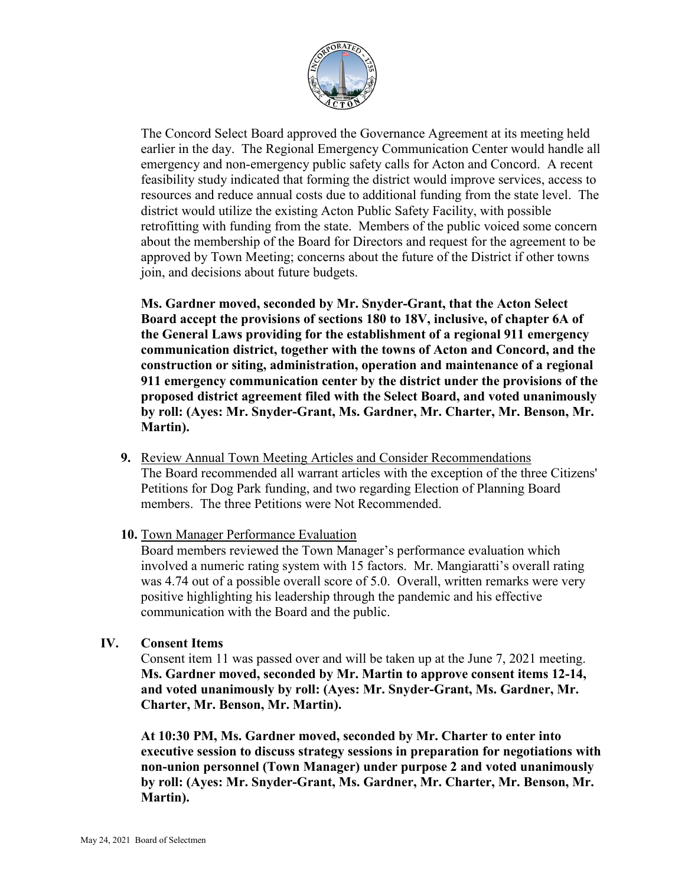The Concord Select Board approved the Governance Agreement at its meeting held earlier in the day. The Regional Emergency Communication Center would handle all emergency and non-emergency public safety calls for Acton and Concord. A recent feasibility study indicated that forming the district would improve services, access to resources and reduce annual costs due to additional funding from the state level. The district would utilize the existing Acton Public Safety Facility, with possible retrofitting with funding from the state. Members of the public voiced some concern about the membership of the Board for Directors and request for the agreement to be approved by Town Meeting; concerns about the future of the District if other towns join, and decisions about future budgets.

**Ms. Gardner moved, seconded by Mr. Snyder-Grant, that the Acton Select Board accept the provisions of sections 180 to 18V, inclusive, of chapter 6A of the General Laws providing for the establishment of a regional 911 emergency communication district, together with the towns of Acton and Concord, and the construction or siting, administration, operation and maintenance of a regional 911 emergency communication center by the district under the provisions of the proposed district agreement filed with the Select Board, and voted unanimously by roll: (Ayes: Mr. Snyder-Grant, Ms. Gardner, Mr. Charter, Mr. Benson, Mr. Martin).**

**9.** Review Annual Town Meeting Articles and Consider Recommendations
The Board recommended all warrant articles with the exception of the three Citizens' Petitions for Dog Park funding, and two regarding Election of Planning Board members. The three Petitions were Not Recommended.

**10.** Town Manager Performance Evaluation
Board members reviewed the Town Manager's performance evaluation which involved a numeric rating system with 15 factors. Mr. Mangiaratti's overall rating was 4.74 out of a possible overall score of 5.0. Overall, written remarks were very positive highlighting his leadership through the pandemic and his effective communication with the Board and the public.

## IV. Consent Items

Consent item 11 was passed over and will be taken up at the June 7, 2021 meeting.
**Ms. Gardner moved, seconded by Mr. Martin to approve consent items 12-14, and voted unanimously by roll: (Ayes: Mr. Snyder-Grant, Ms. Gardner, Mr. Charter, Mr. Benson, Mr. Martin).**

**At 10:30 PM, Ms. Gardner moved, seconded by Mr. Charter to enter into executive session to discuss strategy sessions in preparation for negotiations with non-union personnel (Town Manager) under purpose 2 and voted unanimously by roll: (Ayes: Mr. Snyder-Grant, Ms. Gardner, Mr. Charter, Mr. Benson, Mr. Martin).**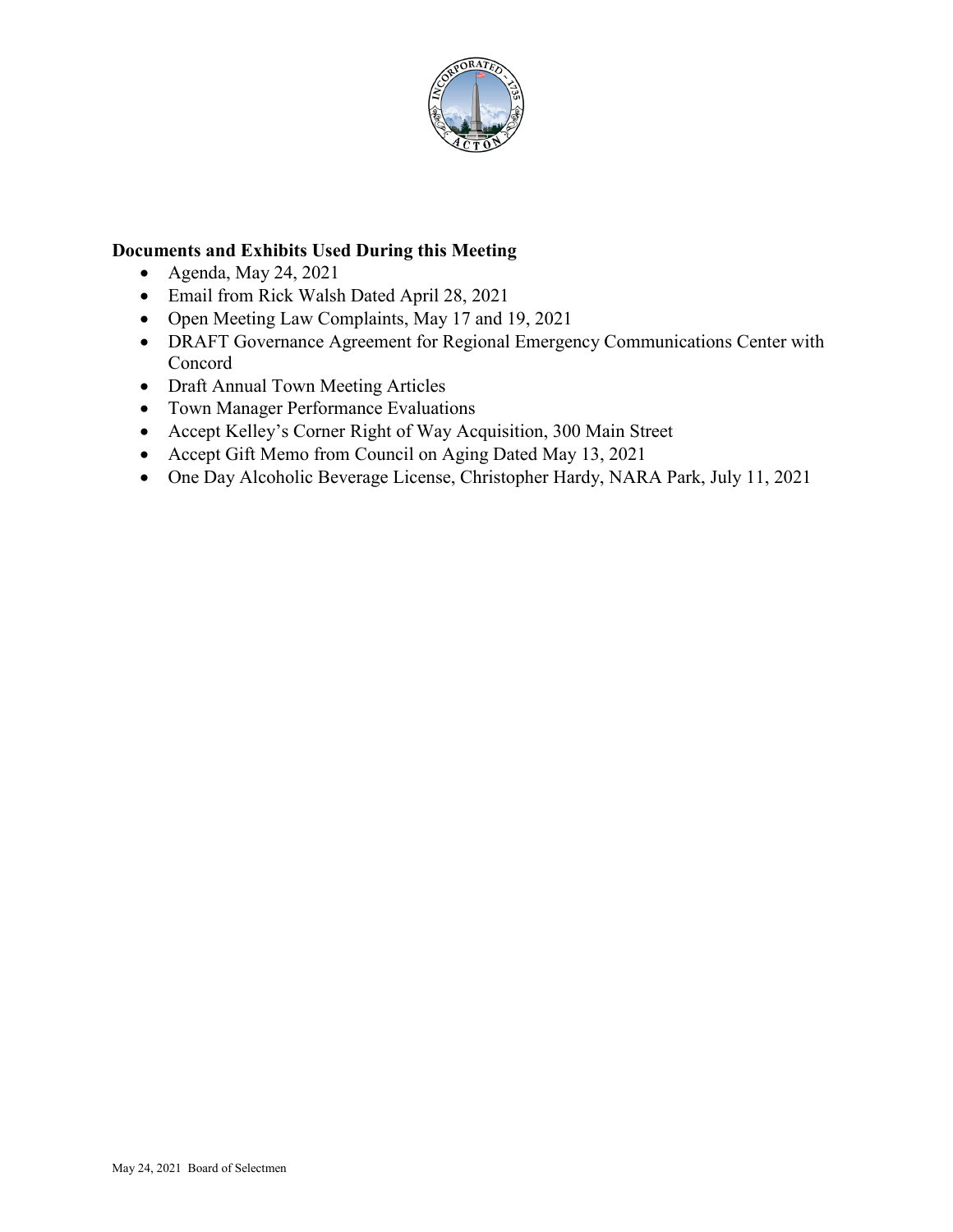**Documents and Exhibits Used During this Meeting**

- Agenda, May 24, 2021
- Email from Rick Walsh Dated April 28, 2021
- Open Meeting Law Complaints, May 17 and 19, 2021
- DRAFT Governance Agreement for Regional Emergency Communications Center with Concord
- Draft Annual Town Meeting Articles
- Town Manager Performance Evaluations
- Accept Kelley's Corner Right of Way Acquisition, 300 Main Street
- Accept Gift Memo from Council on Aging Dated May 13, 2021
- One Day Alcoholic Beverage License, Christopher Hardy, NARA Park, July 11, 2021